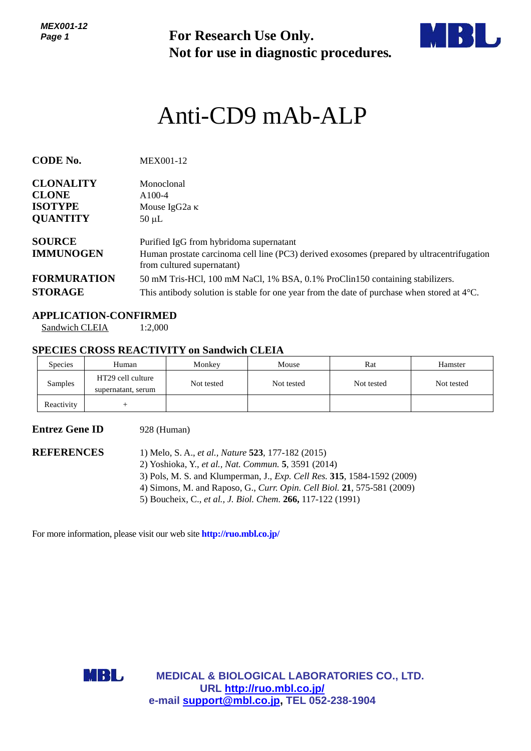For Research Use Only.
Not for use in diagnostic procedures.

# Anti-CD9 mAb-ALP

**CODE No.** MEX001-12

**CLONALITY** Monoclonal
**CLONE** A100-4
**ISOTYPE** Mouse IgG2a κ
**QUANTITY** 50 μL

**SOURCE** Purified IgG from hybridoma supernatant
**IMMUNOGEN** Human prostate carcinoma cell line (PC3) derived exosomes (prepared by ultracentrifugation from cultured supernatant)
**FORMURATION** 50 mM Tris-HCl, 100 mM NaCl, 1% BSA, 0.1% ProClin150 containing stabilizers.
**STORAGE** This antibody solution is stable for one year from the date of purchase when stored at 4°C.

## APPLICATION-CONFIRMED

Sandwich CLEIA 1:2,000

## SPECIES CROSS REACTIVITY on Sandwich CLEIA

| Species | Human | Monkey | Mouse | Rat | Hamster |
|---|---|---|---|---|---|
| Samples | HT29 cell culture supernatant, serum | Not tested | Not tested | Not tested | Not tested |
| Reactivity | + | | | | |

**Entrez Gene ID** 928 (Human)

**REFERENCES**

1) Melo, S. A., *et al., Nature* **523**, 177-182 (2015)
2) Yoshioka, Y., *et al., Nat. Commun.* **5**, 3591 (2014)
3) Pols, M. S. and Klumperman, J., *Exp. Cell Res.* **315**, 1584-1592 (2009)
4) Simons, M. and Raposo, G., *Curr. Opin. Cell Biol.* **21**, 575-581 (2009)
5) Boucheix, C., *et al., J. Biol. Chem.* **266,** 117-122 (1991)

For more information, please visit our web site **http://ruo.mbl.co.jp/**

**MEDICAL & BIOLOGICAL LABORATORIES CO., LTD.**
**URL http://ruo.mbl.co.jp/**
**e-mail support@mbl.co.jp, TEL 052-238-1904**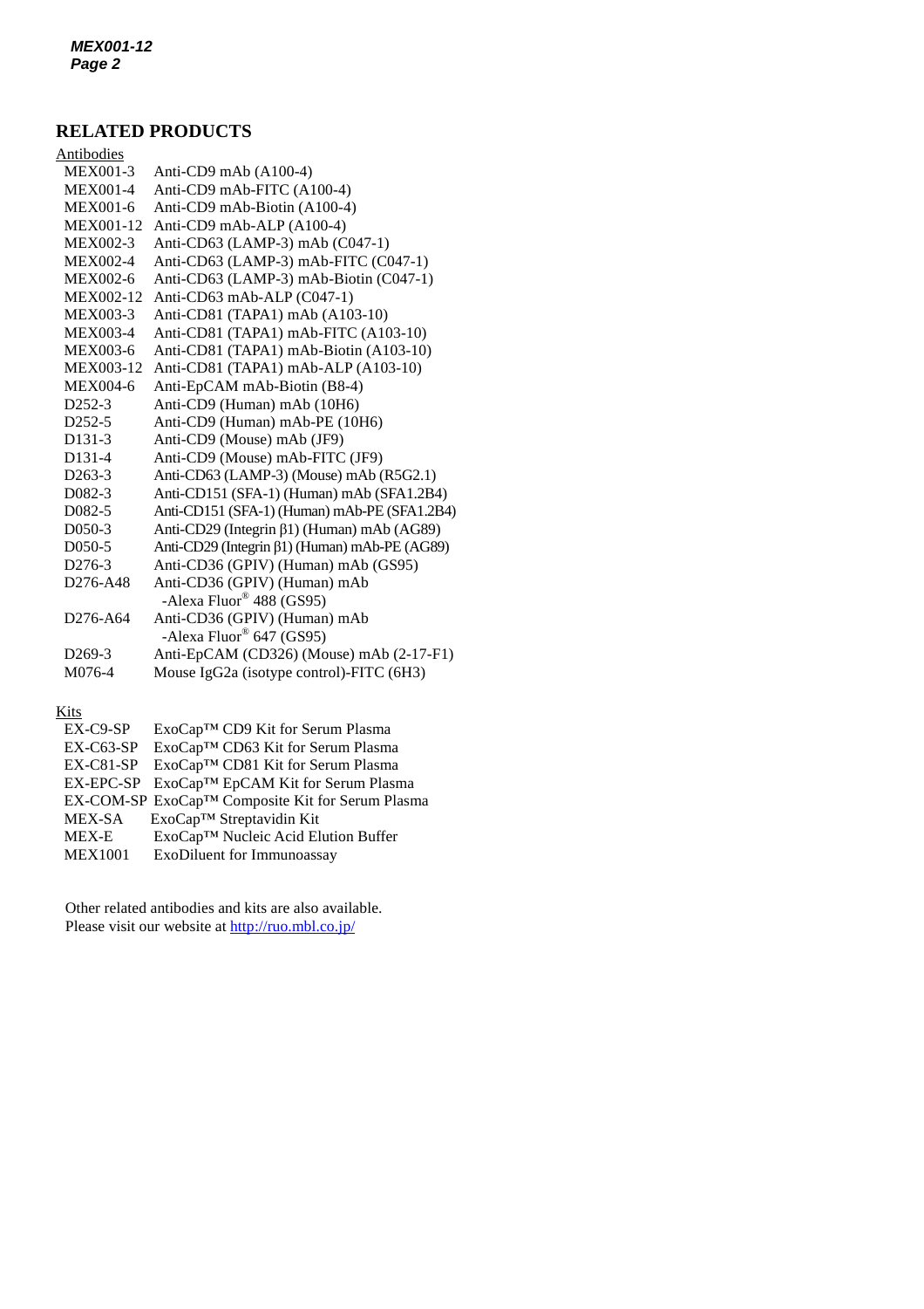## RELATED PRODUCTS

Antibodies

| | |
|---|---|
| MEX001-3 | Anti-CD9 mAb (A100-4) |
| MEX001-4 | Anti-CD9 mAb-FITC (A100-4) |
| MEX001-6 | Anti-CD9 mAb-Biotin (A100-4) |
| MEX001-12 | Anti-CD9 mAb-ALP (A100-4) |
| MEX002-3 | Anti-CD63 (LAMP-3) mAb (C047-1) |
| MEX002-4 | Anti-CD63 (LAMP-3) mAb-FITC (C047-1) |
| MEX002-6 | Anti-CD63 (LAMP-3) mAb-Biotin (C047-1) |
| MEX002-12 | Anti-CD63 mAb-ALP (C047-1) |
| MEX003-3 | Anti-CD81 (TAPA1) mAb (A103-10) |
| MEX003-4 | Anti-CD81 (TAPA1) mAb-FITC (A103-10) |
| MEX003-6 | Anti-CD81 (TAPA1) mAb-Biotin (A103-10) |
| MEX003-12 | Anti-CD81 (TAPA1) mAb-ALP (A103-10) |
| MEX004-6 | Anti-EpCAM mAb-Biotin (B8-4) |
| D252-3 | Anti-CD9 (Human) mAb (10H6) |
| D252-5 | Anti-CD9 (Human) mAb-PE (10H6) |
| D131-3 | Anti-CD9 (Mouse) mAb (JF9) |
| D131-4 | Anti-CD9 (Mouse) mAb-FITC (JF9) |
| D263-3 | Anti-CD63 (LAMP-3) (Mouse) mAb (R5G2.1) |
| D082-3 | Anti-CD151 (SFA-1) (Human) mAb (SFA1.2B4) |
| D082-5 | Anti-CD151 (SFA-1) (Human) mAb-PE (SFA1.2B4) |
| D050-3 | Anti-CD29 (Integrin β1) (Human) mAb (AG89) |
| D050-5 | Anti-CD29 (Integrin β1) (Human) mAb-PE (AG89) |
| D276-3 | Anti-CD36 (GPIV) (Human) mAb (GS95) |
| D276-A48 | Anti-CD36 (GPIV) (Human) mAb -Alexa Fluor® 488 (GS95) |
| D276-A64 | Anti-CD36 (GPIV) (Human) mAb -Alexa Fluor® 647 (GS95) |
| D269-3 | Anti-EpCAM (CD326) (Mouse) mAb (2-17-F1) |
| M076-4 | Mouse IgG2a (isotype control)-FITC (6H3) |

Kits

| | |
|---|---|
| EX-C9-SP | ExoCap™ CD9 Kit for Serum Plasma |
| EX-C63-SP | ExoCap™ CD63 Kit for Serum Plasma |
| EX-C81-SP | ExoCap™ CD81 Kit for Serum Plasma |
| EX-EPC-SP | ExoCap™ EpCAM Kit for Serum Plasma |
| EX-COM-SP | ExoCap™ Composite Kit for Serum Plasma |
| MEX-SA | ExoCap™ Streptavidin Kit |
| MEX-E | ExoCap™ Nucleic Acid Elution Buffer |
| MEX1001 | ExoDiluent for Immunoassay |

Other related antibodies and kits are also available.
Please visit our website at http://ruo.mbl.co.jp/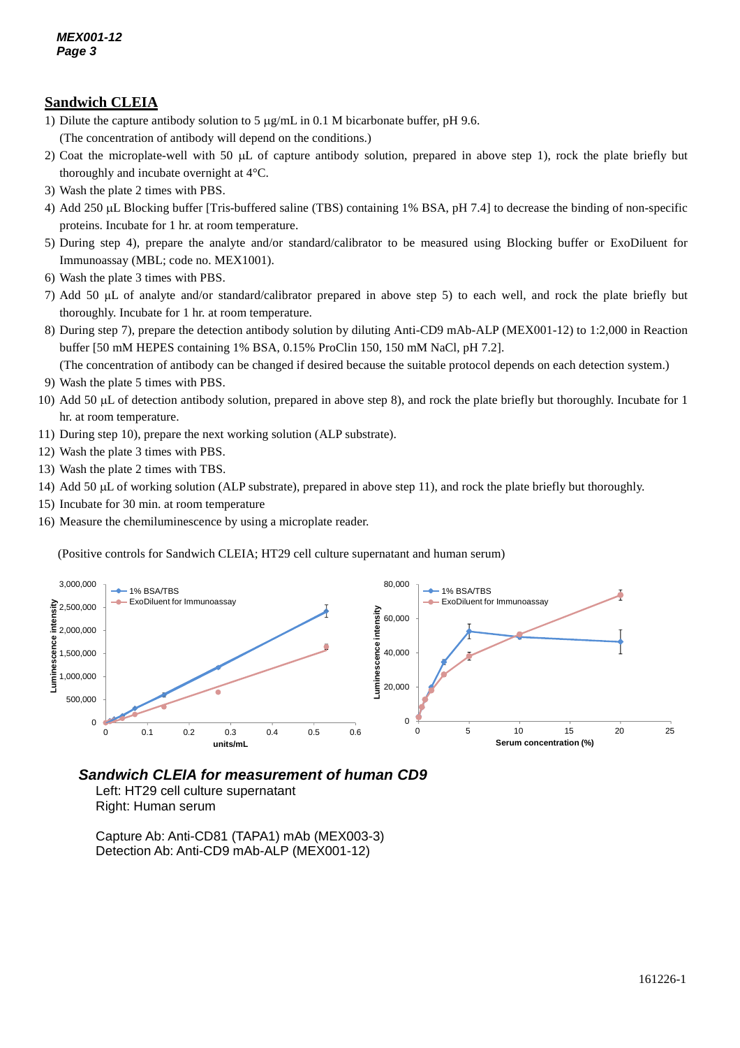## Sandwich CLEIA

1) Dilute the capture antibody solution to 5 μg/mL in 0.1 M bicarbonate buffer, pH 9.6.
   (The concentration of antibody will depend on the conditions.)
2) Coat the microplate-well with 50 μL of capture antibody solution, prepared in above step 1), rock the plate briefly but thoroughly and incubate overnight at 4°C.
3) Wash the plate 2 times with PBS.
4) Add 250 μL Blocking buffer [Tris-buffered saline (TBS) containing 1% BSA, pH 7.4] to decrease the binding of non-specific proteins. Incubate for 1 hr. at room temperature.
5) During step 4), prepare the analyte and/or standard/calibrator to be measured using Blocking buffer or ExoDiluent for Immunoassay (MBL; code no. MEX1001).
6) Wash the plate 3 times with PBS.
7) Add 50 μL of analyte and/or standard/calibrator prepared in above step 5) to each well, and rock the plate briefly but thoroughly. Incubate for 1 hr. at room temperature.
8) During step 7), prepare the detection antibody solution by diluting Anti-CD9 mAb-ALP (MEX001-12) to 1:2,000 in Reaction buffer [50 mM HEPES containing 1% BSA, 0.15% ProClin 150, 150 mM NaCl, pH 7.2].
   (The concentration of antibody can be changed if desired because the suitable protocol depends on each detection system.)
9) Wash the plate 5 times with PBS.
10) Add 50 μL of detection antibody solution, prepared in above step 8), and rock the plate briefly but thoroughly. Incubate for 1 hr. at room temperature.
11) During step 10), prepare the next working solution (ALP substrate).
12) Wash the plate 3 times with PBS.
13) Wash the plate 2 times with TBS.
14) Add 50 μL of working solution (ALP substrate), prepared in above step 11), and rock the plate briefly but thoroughly.
15) Incubate for 30 min. at room temperature
16) Measure the chemiluminescence by using a microplate reader.

(Positive controls for Sandwich CLEIA; HT29 cell culture supernatant and human serum)

Luminescence intensity
3,000,000
2,500,000
2,000,000
1,500,000
1,000,000
500,000
0
0 0.1 0.2 0.3 0.4 0.5 0.6
units/mL
1% BSA/TBS
ExoDiluent for Immunoassay

Luminescence intensity
80,000
60,000
40,000
20,000
0
0 5 10 15 20 25
Serum concentration (%)
1% BSA/TBS
ExoDiluent for Immunoassay

***Sandwich CLEIA for measurement of human CD9***

Left: HT29 cell culture supernatant
Right: Human serum

Capture Ab: Anti-CD81 (TAPA1) mAb (MEX003-3)
Detection Ab: Anti-CD9 mAb-ALP (MEX001-12)

161226-1